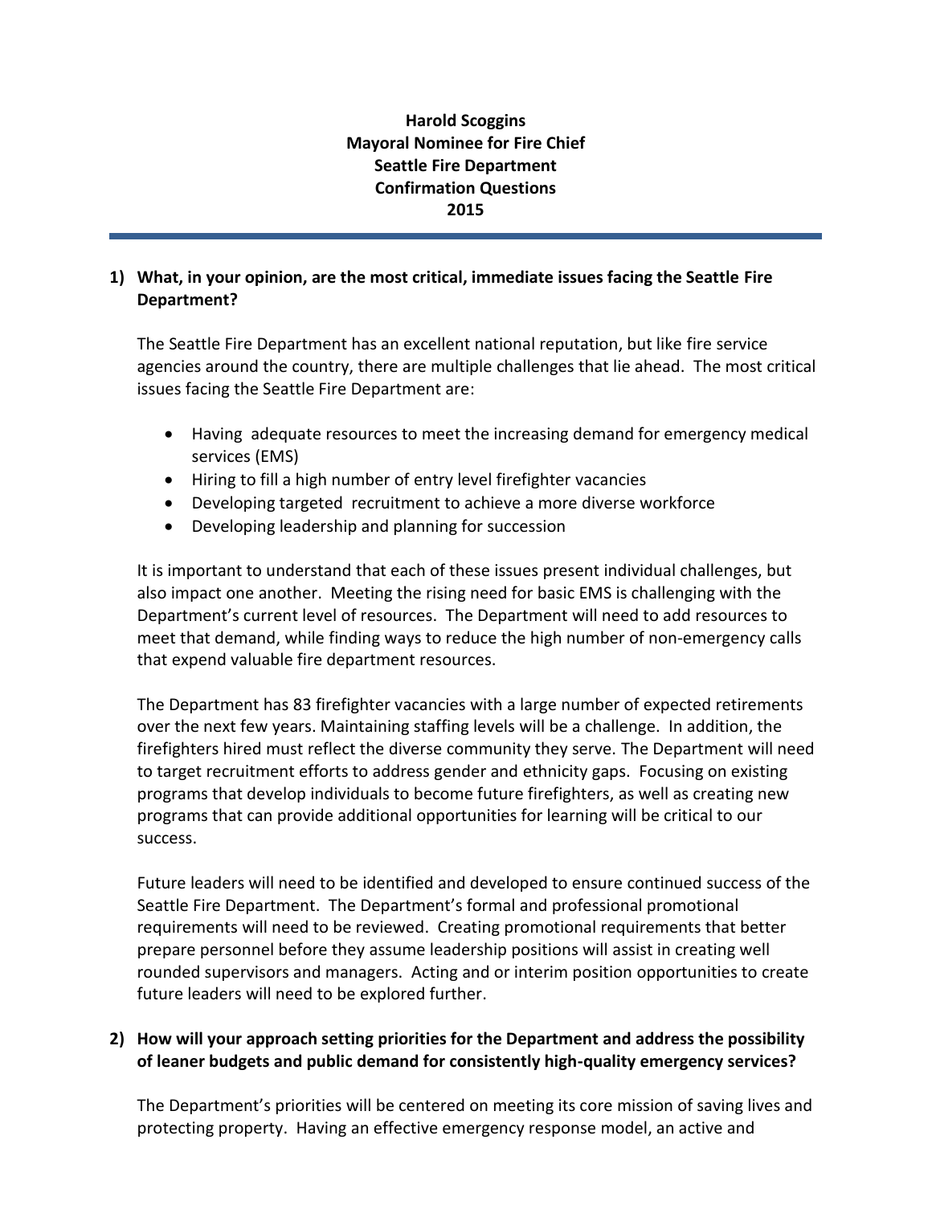**Harold Scoggins**
**Mayoral Nominee for Fire Chief**
**Seattle Fire Department**
**Confirmation Questions**
**2015**

---

**1) What, in your opinion, are the most critical, immediate issues facing the Seattle Fire Department?**

The Seattle Fire Department has an excellent national reputation, but like fire service agencies around the country, there are multiple challenges that lie ahead. The most critical issues facing the Seattle Fire Department are:

- Having adequate resources to meet the increasing demand for emergency medical services (EMS)
- Hiring to fill a high number of entry level firefighter vacancies
- Developing targeted recruitment to achieve a more diverse workforce
- Developing leadership and planning for succession

It is important to understand that each of these issues present individual challenges, but also impact one another. Meeting the rising need for basic EMS is challenging with the Department's current level of resources. The Department will need to add resources to meet that demand, while finding ways to reduce the high number of non-emergency calls that expend valuable fire department resources.

The Department has 83 firefighter vacancies with a large number of expected retirements over the next few years. Maintaining staffing levels will be a challenge. In addition, the firefighters hired must reflect the diverse community they serve. The Department will need to target recruitment efforts to address gender and ethnicity gaps. Focusing on existing programs that develop individuals to become future firefighters, as well as creating new programs that can provide additional opportunities for learning will be critical to our success.

Future leaders will need to be identified and developed to ensure continued success of the Seattle Fire Department. The Department's formal and professional promotional requirements will need to be reviewed. Creating promotional requirements that better prepare personnel before they assume leadership positions will assist in creating well rounded supervisors and managers. Acting and or interim position opportunities to create future leaders will need to be explored further.

**2) How will your approach setting priorities for the Department and address the possibility of leaner budgets and public demand for consistently high-quality emergency services?**

The Department's priorities will be centered on meeting its core mission of saving lives and protecting property. Having an effective emergency response model, an active and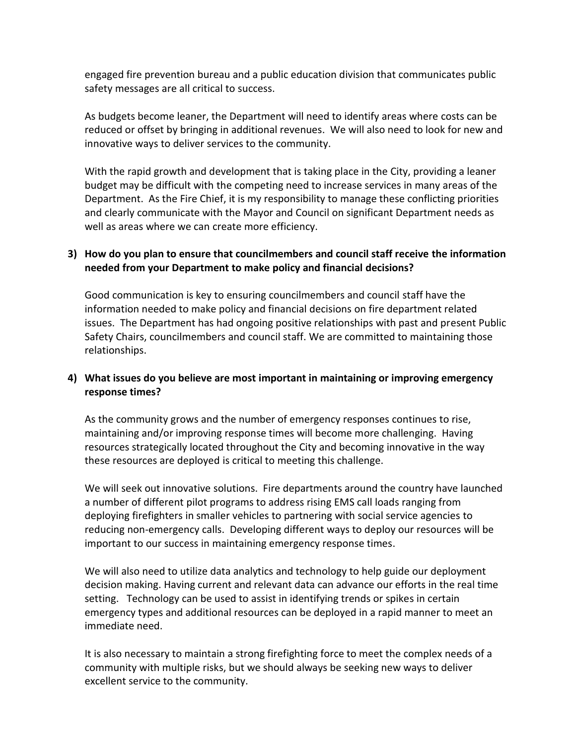engaged fire prevention bureau and a public education division that communicates public safety messages are all critical to success.

As budgets become leaner, the Department will need to identify areas where costs can be reduced or offset by bringing in additional revenues. We will also need to look for new and innovative ways to deliver services to the community.

With the rapid growth and development that is taking place in the City, providing a leaner budget may be difficult with the competing need to increase services in many areas of the Department. As the Fire Chief, it is my responsibility to manage these conflicting priorities and clearly communicate with the Mayor and Council on significant Department needs as well as areas where we can create more efficiency.

**3) How do you plan to ensure that councilmembers and council staff receive the information needed from your Department to make policy and financial decisions?**

Good communication is key to ensuring councilmembers and council staff have the information needed to make policy and financial decisions on fire department related issues. The Department has had ongoing positive relationships with past and present Public Safety Chairs, councilmembers and council staff. We are committed to maintaining those relationships.

**4) What issues do you believe are most important in maintaining or improving emergency response times?**

As the community grows and the number of emergency responses continues to rise, maintaining and/or improving response times will become more challenging. Having resources strategically located throughout the City and becoming innovative in the way these resources are deployed is critical to meeting this challenge.

We will seek out innovative solutions. Fire departments around the country have launched a number of different pilot programs to address rising EMS call loads ranging from deploying firefighters in smaller vehicles to partnering with social service agencies to reducing non-emergency calls. Developing different ways to deploy our resources will be important to our success in maintaining emergency response times.

We will also need to utilize data analytics and technology to help guide our deployment decision making. Having current and relevant data can advance our efforts in the real time setting. Technology can be used to assist in identifying trends or spikes in certain emergency types and additional resources can be deployed in a rapid manner to meet an immediate need.

It is also necessary to maintain a strong firefighting force to meet the complex needs of a community with multiple risks, but we should always be seeking new ways to deliver excellent service to the community.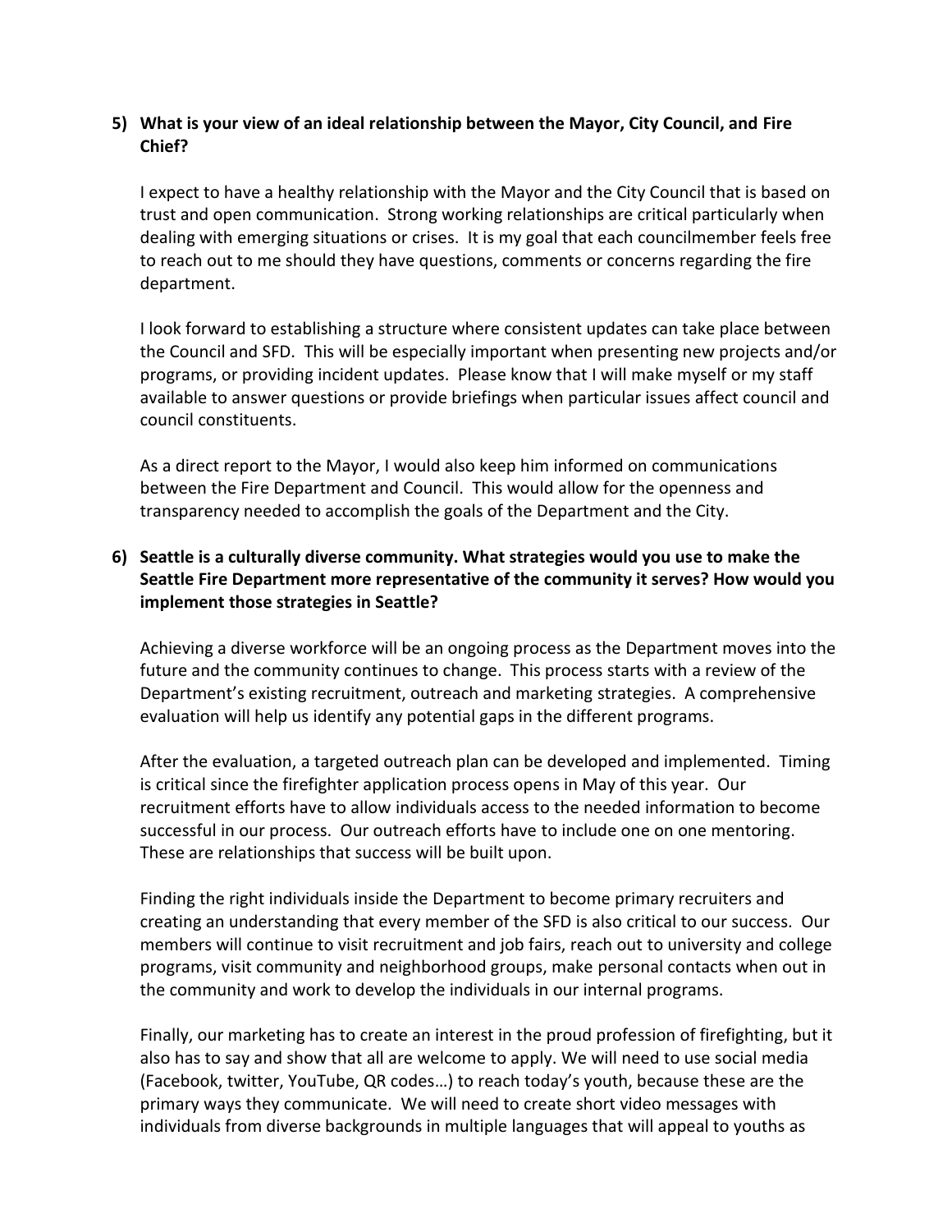5) **What is your view of an ideal relationship between the Mayor, City Council, and Fire Chief?**

   I expect to have a healthy relationship with the Mayor and the City Council that is based on trust and open communication. Strong working relationships are critical particularly when dealing with emerging situations or crises. It is my goal that each councilmember feels free to reach out to me should they have questions, comments or concerns regarding the fire department.

   I look forward to establishing a structure where consistent updates can take place between the Council and SFD. This will be especially important when presenting new projects and/or programs, or providing incident updates. Please know that I will make myself or my staff available to answer questions or provide briefings when particular issues affect council and council constituents.

   As a direct report to the Mayor, I would also keep him informed on communications between the Fire Department and Council. This would allow for the openness and transparency needed to accomplish the goals of the Department and the City.

6) **Seattle is a culturally diverse community. What strategies would you use to make the Seattle Fire Department more representative of the community it serves? How would you implement those strategies in Seattle?**

   Achieving a diverse workforce will be an ongoing process as the Department moves into the future and the community continues to change. This process starts with a review of the Department's existing recruitment, outreach and marketing strategies. A comprehensive evaluation will help us identify any potential gaps in the different programs.

   After the evaluation, a targeted outreach plan can be developed and implemented. Timing is critical since the firefighter application process opens in May of this year. Our recruitment efforts have to allow individuals access to the needed information to become successful in our process. Our outreach efforts have to include one on one mentoring. These are relationships that success will be built upon.

   Finding the right individuals inside the Department to become primary recruiters and creating an understanding that every member of the SFD is also critical to our success. Our members will continue to visit recruitment and job fairs, reach out to university and college programs, visit community and neighborhood groups, make personal contacts when out in the community and work to develop the individuals in our internal programs.

   Finally, our marketing has to create an interest in the proud profession of firefighting, but it also has to say and show that all are welcome to apply. We will need to use social media (Facebook, twitter, YouTube, QR codes…) to reach today's youth, because these are the primary ways they communicate. We will need to create short video messages with individuals from diverse backgrounds in multiple languages that will appeal to youths as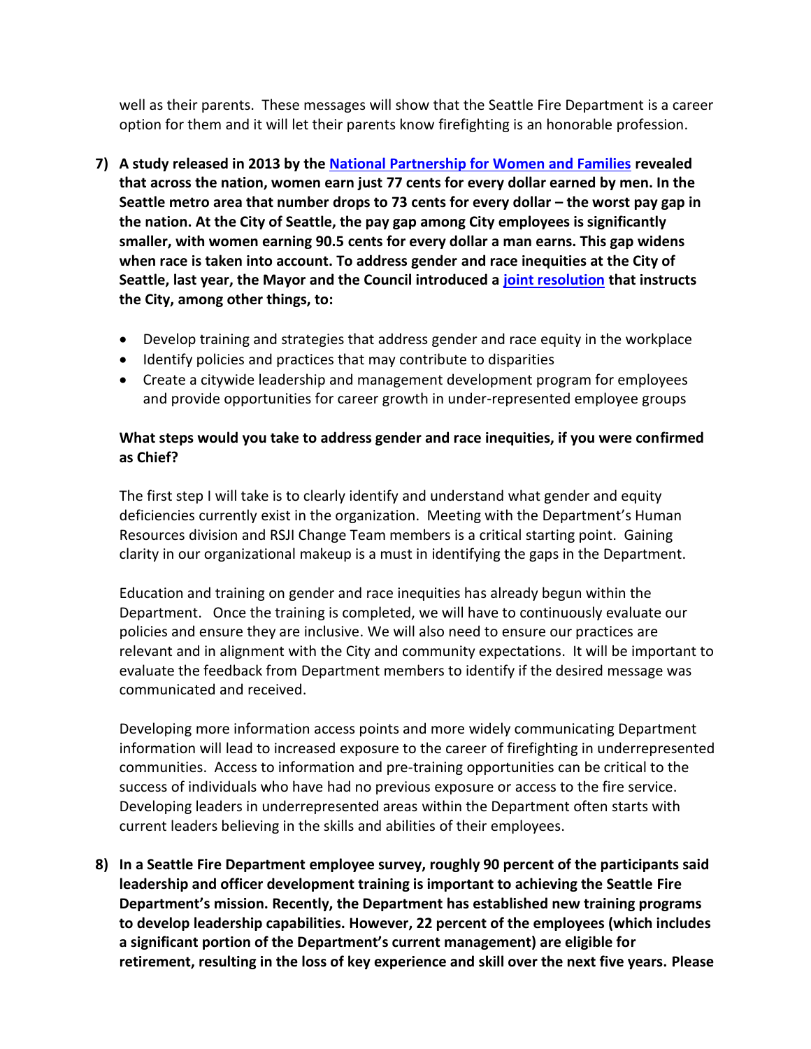well as their parents. These messages will show that the Seattle Fire Department is a career option for them and it will let their parents know firefighting is an honorable profession.

7) **A study released in 2013 by the [National Partnership for Women and Families](National Partnership for Women and Families) revealed that across the nation, women earn just 77 cents for every dollar earned by men. In the Seattle metro area that number drops to 73 cents for every dollar – the worst pay gap in the nation. At the City of Seattle, the pay gap among City employees is significantly smaller, with women earning 90.5 cents for every dollar a man earns. This gap widens when race is taken into account. To address gender and race inequities at the City of Seattle, last year, the Mayor and the Council introduced a [joint resolution](joint resolution) that instructs the City, among other things, to:**

   - Develop training and strategies that address gender and race equity in the workplace
   - Identify policies and practices that may contribute to disparities
   - Create a citywide leadership and management development program for employees and provide opportunities for career growth in under-represented employee groups

   **What steps would you take to address gender and race inequities, if you were confirmed as Chief?**

   The first step I will take is to clearly identify and understand what gender and equity deficiencies currently exist in the organization. Meeting with the Department's Human Resources division and RSJI Change Team members is a critical starting point. Gaining clarity in our organizational makeup is a must in identifying the gaps in the Department.

   Education and training on gender and race inequities has already begun within the Department. Once the training is completed, we will have to continuously evaluate our policies and ensure they are inclusive. We will also need to ensure our practices are relevant and in alignment with the City and community expectations. It will be important to evaluate the feedback from Department members to identify if the desired message was communicated and received.

   Developing more information access points and more widely communicating Department information will lead to increased exposure to the career of firefighting in underrepresented communities. Access to information and pre-training opportunities can be critical to the success of individuals who have had no previous exposure or access to the fire service. Developing leaders in underrepresented areas within the Department often starts with current leaders believing in the skills and abilities of their employees.

8) **In a Seattle Fire Department employee survey, roughly 90 percent of the participants said leadership and officer development training is important to achieving the Seattle Fire Department's mission. Recently, the Department has established new training programs to develop leadership capabilities. However, 22 percent of the employees (which includes a significant portion of the Department's current management) are eligible for retirement, resulting in the loss of key experience and skill over the next five years. Please**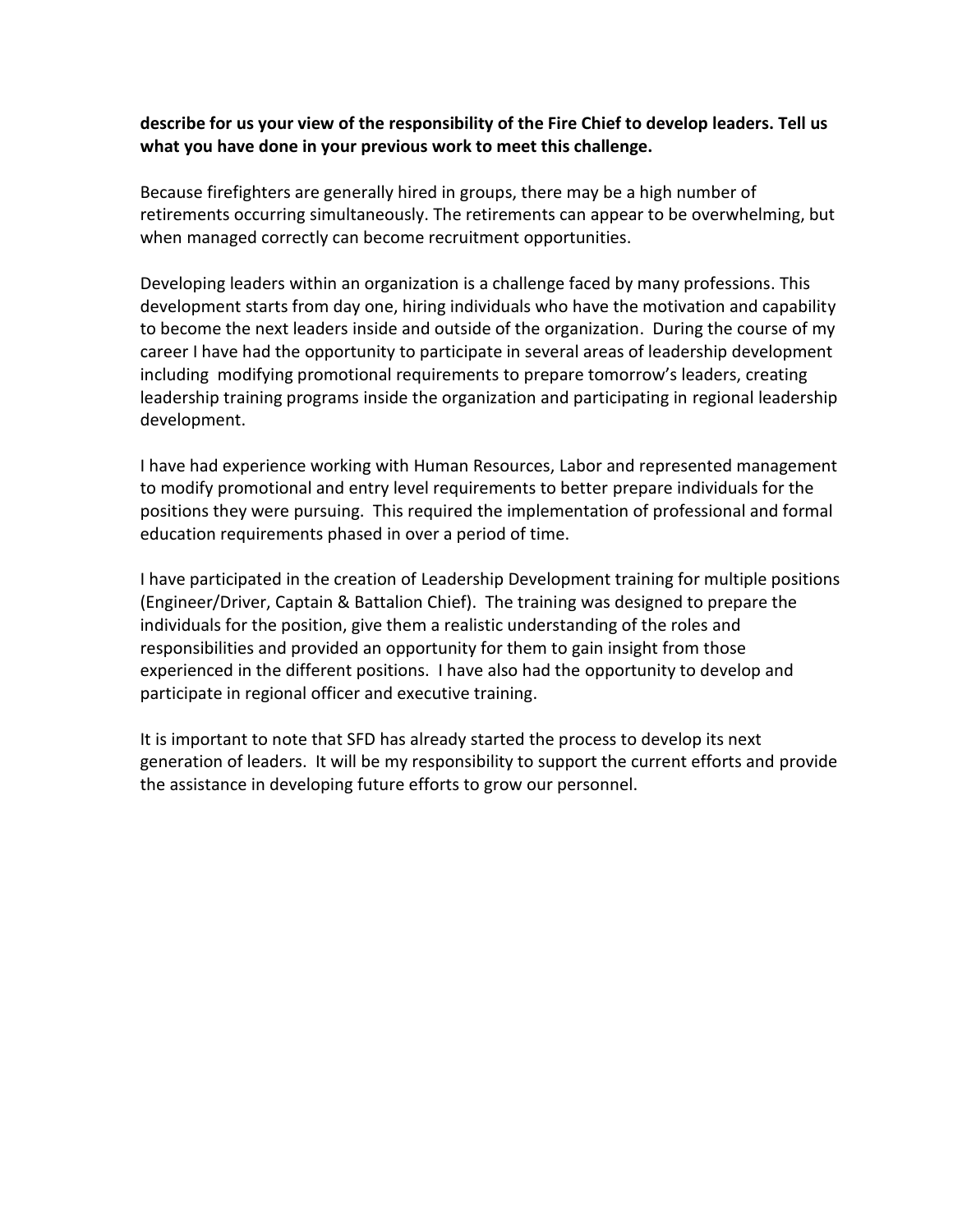**describe for us your view of the responsibility of the Fire Chief to develop leaders. Tell us what you have done in your previous work to meet this challenge.**

Because firefighters are generally hired in groups, there may be a high number of retirements occurring simultaneously. The retirements can appear to be overwhelming, but when managed correctly can become recruitment opportunities.

Developing leaders within an organization is a challenge faced by many professions. This development starts from day one, hiring individuals who have the motivation and capability to become the next leaders inside and outside of the organization. During the course of my career I have had the opportunity to participate in several areas of leadership development including modifying promotional requirements to prepare tomorrow's leaders, creating leadership training programs inside the organization and participating in regional leadership development.

I have had experience working with Human Resources, Labor and represented management to modify promotional and entry level requirements to better prepare individuals for the positions they were pursuing. This required the implementation of professional and formal education requirements phased in over a period of time.

I have participated in the creation of Leadership Development training for multiple positions (Engineer/Driver, Captain & Battalion Chief). The training was designed to prepare the individuals for the position, give them a realistic understanding of the roles and responsibilities and provided an opportunity for them to gain insight from those experienced in the different positions. I have also had the opportunity to develop and participate in regional officer and executive training.

It is important to note that SFD has already started the process to develop its next generation of leaders. It will be my responsibility to support the current efforts and provide the assistance in developing future efforts to grow our personnel.